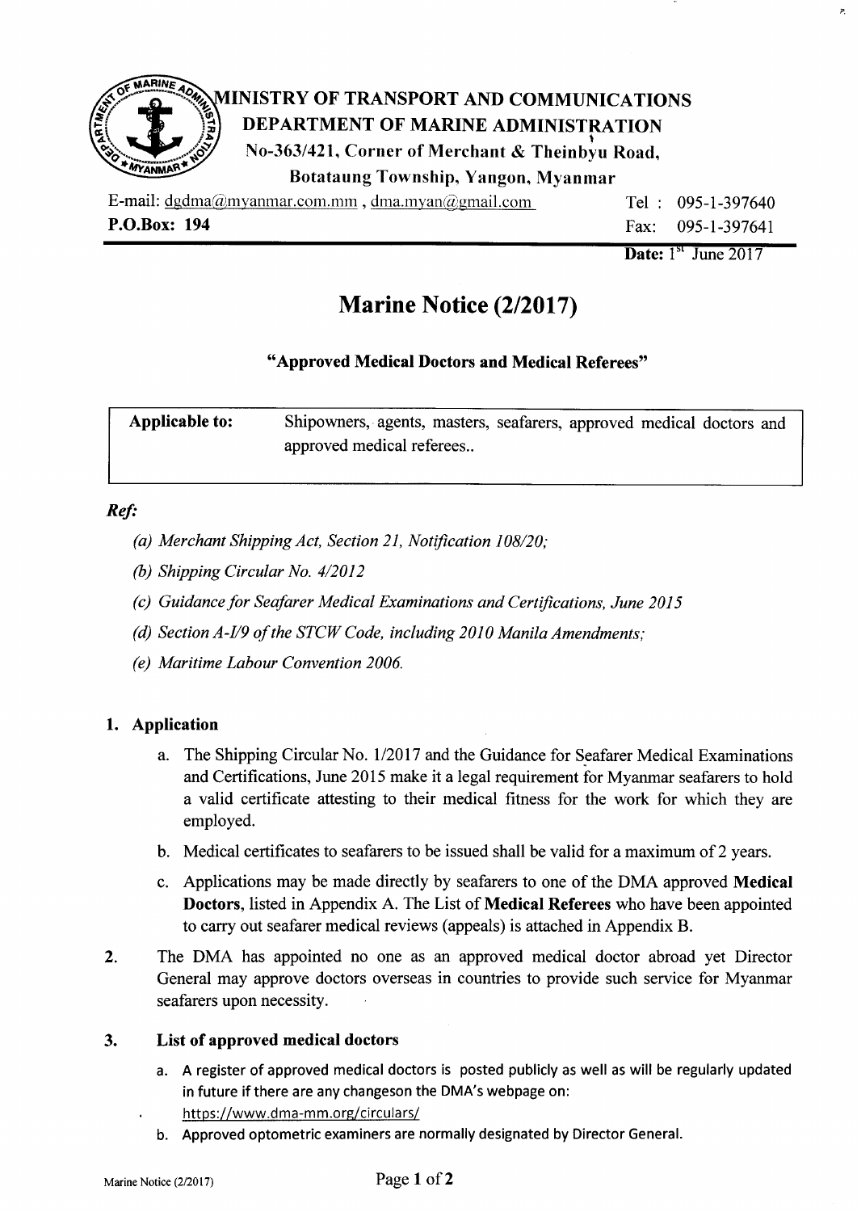# MINISTRY OF TRANSPORT AND COMMUNICATIONS
## DEPARTMENT OF MARINE ADMINISTRATION

No-363/421, Corner of Merchant & Theinbyu Road,
Botataung Township, Yangon, Myanmar

E-mail: dgdma@myanmar.com.mm , dma.myan@gmail.com
Tel : 095-1-397640
**P.O.Box: 194**
Fax: 095-1-397641

**Date:** 1st June 2017

# Marine Notice (2/2017)

**"Approved Medical Doctors and Medical Referees"**

| **Applicable to:** | Shipowners, agents, masters, seafarers, approved medical doctors and approved medical referees.. |
|---|---|

***Ref:***

*(a) Merchant Shipping Act, Section 21, Notification 108/20;*

*(b) Shipping Circular No. 4/2012*

*(c) Guidance for Seafarer Medical Examinations and Certifications, June 2015*

*(d) Section A-I/9 of the STCW Code, including 2010 Manila Amendments;*

*(e) Maritime Labour Convention 2006.*

### 1. Application

a. The Shipping Circular No. 1/2017 and the Guidance for Seafarer Medical Examinations and Certifications, June 2015 make it a legal requirement for Myanmar seafarers to hold a valid certificate attesting to their medical fitness for the work for which they are employed.

b. Medical certificates to seafarers to be issued shall be valid for a maximum of 2 years.

c. Applications may be made directly by seafarers to one of the DMA approved **Medical Doctors**, listed in Appendix A. The List of **Medical Referees** who have been appointed to carry out seafarer medical reviews (appeals) is attached in Appendix B.

**2.** The DMA has appointed no one as an approved medical doctor abroad yet Director General may approve doctors overseas in countries to provide such service for Myanmar seafarers upon necessity.

### 3. List of approved medical doctors

a. A register of approved medical doctors is posted publicly as well as will be regularly updated in future if there are any changeson the DMA's webpage on: https://www.dma-mm.org/circulars/

b. Approved optometric examiners are normally designated by Director General.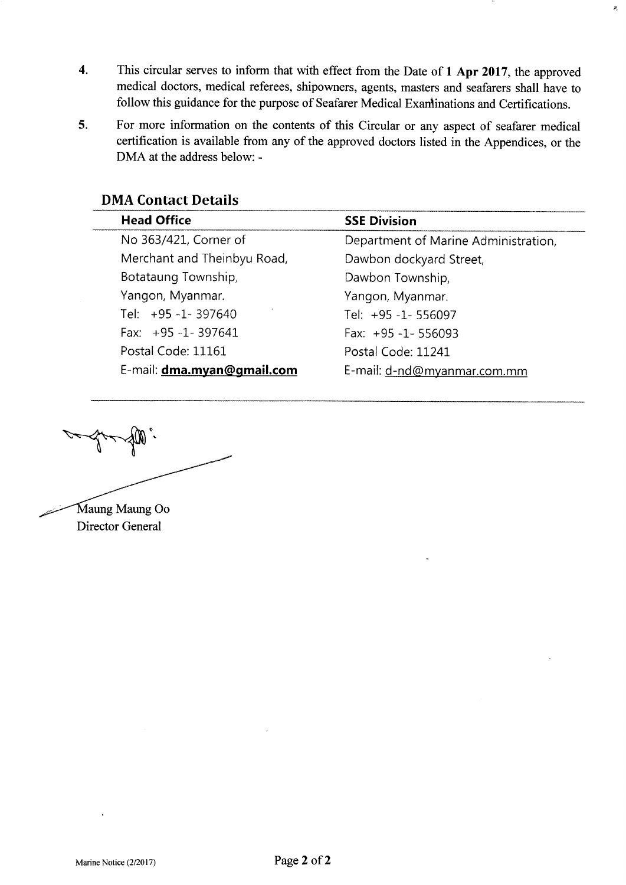4. This circular serves to inform that with effect from the Date of **1 Apr 2017**, the approved medical doctors, medical referees, shipowners, agents, masters and seafarers shall have to follow this guidance for the purpose of Seafarer Medical Examinations and Certifications.

5. For more information on the contents of this Circular or any aspect of seafarer medical certification is available from any of the approved doctors listed in the Appendices, or the DMA at the address below: -

## DMA Contact Details

| Head Office | SSE Division |
| --- | --- |
| No 363/421, Corner of | Department of Marine Administration, |
| Merchant and Theinbyu Road, | Dawbon dockyard Street, |
| Botataung Township, | Dawbon Township, |
| Yangon, Myanmar. | Yangon, Myanmar. |
| Tel: +95 -1- 397640 | Tel: +95 -1- 556097 |
| Fax: +95 -1- 397641 | Fax: +95 -1- 556093 |
| Postal Code: 11161 | Postal Code: 11241 |
| E-mail: **dma.myan@gmail.com** | E-mail: d-nd@myanmar.com.mm |

Maung Maung Oo
Director General

Marine Notice (2/2017)